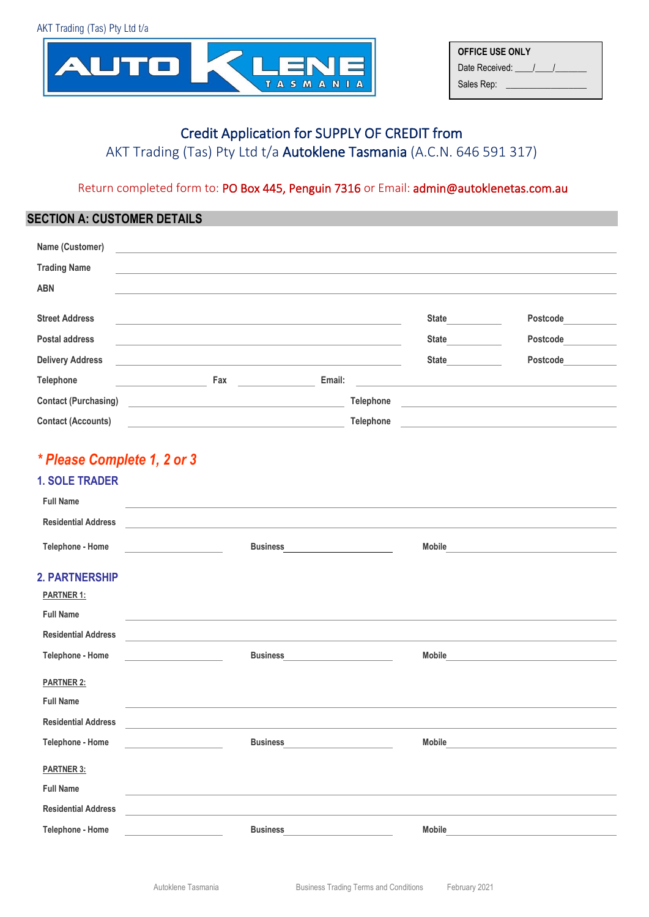AKT Trading (Tas) Pty Ltd t/a

AUTO KLENE TASMANIA

**OFFICE USE ONLY**
Date Received: ____/____/_______
Sales Rep: _________________

## Credit Application for SUPPLY OF CREDIT from

AKT Trading (Tas) Pty Ltd t/a **Autoklene Tasmania** (A.C.N. 646 591 317)

Return completed form to: PO Box 445, Penguin 7316 or Email: admin@autoklenetas.com.au

## SECTION A: CUSTOMER DETAILS

**Name (Customer)** ______________________________

**Trading Name** ______________________________

**ABN** ______________________________

**Street Address** ______________________________ **State** __________ **Postcode** __________

**Postal address** ______________________________ **State** __________ **Postcode** __________

**Delivery Address** ______________________________ **State** __________ **Postcode** __________

**Telephone** ______________ **Fax** ______________ **Email:** ______________________________

**Contact (Purchasing)** ______________________________ **Telephone** ______________________________

**Contact (Accounts)** ______________________________ **Telephone** ______________________________

***\* Please Complete 1, 2 or 3***

### 1. SOLE TRADER

**Full Name** ______________________________

**Residential Address** ______________________________

**Telephone - Home** ______________ **Business** ______________ **Mobile** ______________

### 2. PARTNERSHIP

**PARTNER 1:**

**Full Name** ______________________________

**Residential Address** ______________________________

**Telephone - Home** ______________ **Business** ______________ **Mobile** ______________

**PARTNER 2:**

**Full Name** ______________________________

**Residential Address** ______________________________

**Telephone - Home** ______________ **Business** ______________ **Mobile** ______________

**PARTNER 3:**

**Full Name** ______________________________

**Residential Address** ______________________________

**Telephone - Home** ______________ **Business** ______________ **Mobile** ______________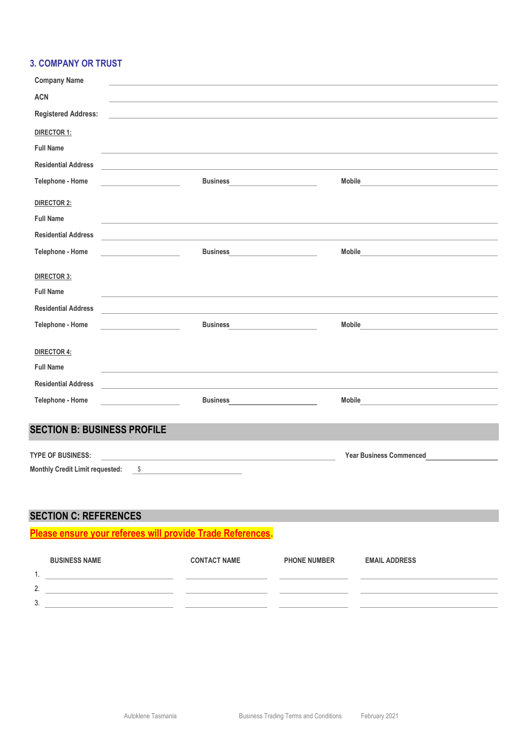### 3. COMPANY OR TRUST

**Company Name** ______________________________

**ACN** ______________________________

**Registered Address:** ______________________________

**DIRECTOR 1:**

**Full Name** ______________________________

**Residential Address** ______________________________

**Telephone - Home** ____________ **Business** ____________ **Mobile** ____________

**DIRECTOR 2:**

**Full Name** ______________________________

**Residential Address** ______________________________

**Telephone - Home** ____________ **Business** ____________ **Mobile** ____________

**DIRECTOR 3:**

**Full Name** ______________________________

**Residential Address** ______________________________

**Telephone - Home** ____________ **Business** ____________ **Mobile** ____________

**DIRECTOR 4:**

**Full Name** ______________________________

**Residential Address** ______________________________

**Telephone - Home** ____________ **Business** ____________ **Mobile** ____________

## SECTION B: BUSINESS PROFILE

**TYPE OF BUSINESS:** ______________________________ **Year Business Commenced** ____________

**Monthly Credit Limit requested:** $ ____________

## SECTION C: REFERENCES

**Please ensure your referees will provide Trade References.**

| | BUSINESS NAME | CONTACT NAME | PHONE NUMBER | EMAIL ADDRESS |
|---|---|---|---|---|
| 1. | | | | |
| 2. | | | | |
| 3. | | | | |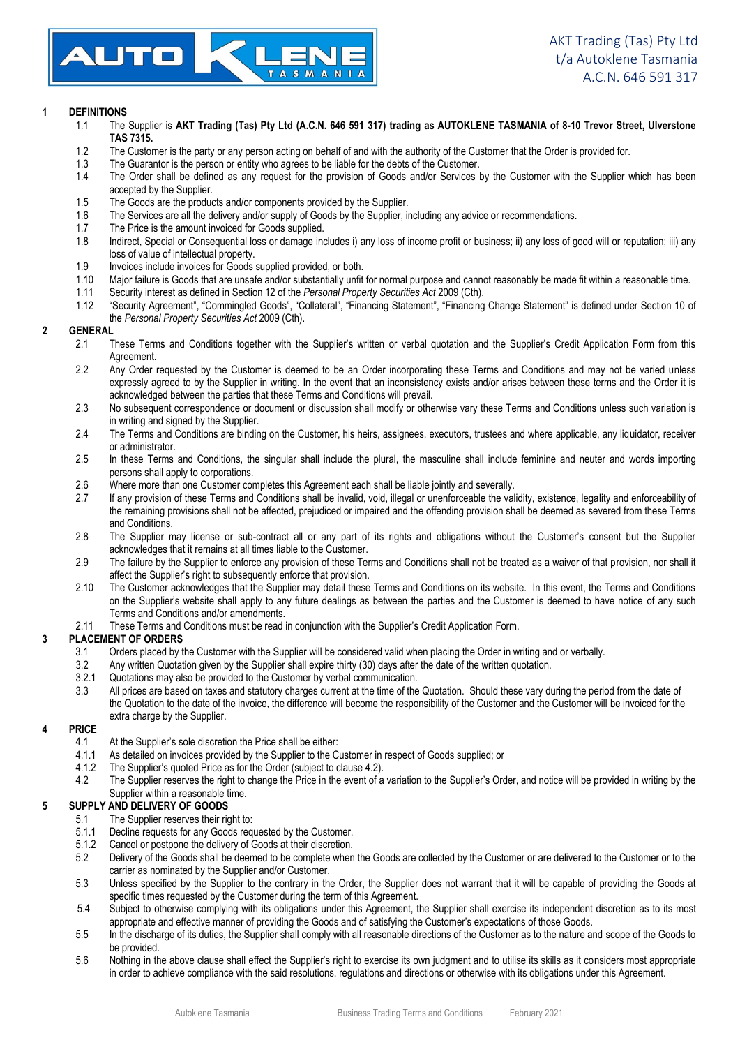AKT Trading (Tas) Pty Ltd
t/a Autoklene Tasmania
A.C.N. 646 591 317

## 1 DEFINITIONS

1.1 The Supplier is **AKT Trading (Tas) Pty Ltd (A.C.N. 646 591 317) trading as AUTOKLENE TASMANIA of 8-10 Trevor Street, Ulverstone TAS 7315.**

1.2 The Customer is the party or any person acting on behalf of and with the authority of the Customer that the Order is provided for.

1.3 The Guarantor is the person or entity who agrees to be liable for the debts of the Customer.

1.4 The Order shall be defined as any request for the provision of Goods and/or Services by the Customer with the Supplier which has been accepted by the Supplier.

1.5 The Goods are the products and/or components provided by the Supplier.

1.6 The Services are all the delivery and/or supply of Goods by the Supplier, including any advice or recommendations.

1.7 The Price is the amount invoiced for Goods supplied.

1.8 Indirect, Special or Consequential loss or damage includes i) any loss of income profit or business; ii) any loss of good will or reputation; iii) any loss of value of intellectual property.

1.9 Invoices include invoices for Goods supplied provided, or both.

1.10 Major failure is Goods that are unsafe and/or substantially unfit for normal purpose and cannot reasonably be made fit within a reasonable time.

1.11 Security interest as defined in Section 12 of the *Personal Property Securities Act* 2009 (Cth).

1.12 "Security Agreement", "Commingled Goods", "Collateral", "Financing Statement", "Financing Change Statement" is defined under Section 10 of the *Personal Property Securities Act* 2009 (Cth).

## 2 GENERAL

2.1 These Terms and Conditions together with the Supplier's written or verbal quotation and the Supplier's Credit Application Form from this Agreement.

2.2 Any Order requested by the Customer is deemed to be an Order incorporating these Terms and Conditions and may not be varied unless expressly agreed to by the Supplier in writing. In the event that an inconsistency exists and/or arises between these terms and the Order it is acknowledged between the parties that these Terms and Conditions will prevail.

2.3 No subsequent correspondence or document or discussion shall modify or otherwise vary these Terms and Conditions unless such variation is in writing and signed by the Supplier.

2.4 The Terms and Conditions are binding on the Customer, his heirs, assignees, executors, trustees and where applicable, any liquidator, receiver or administrator.

2.5 In these Terms and Conditions, the singular shall include the plural, the masculine shall include feminine and neuter and words importing persons shall apply to corporations.

2.6 Where more than one Customer completes this Agreement each shall be liable jointly and severally.

2.7 If any provision of these Terms and Conditions shall be invalid, void, illegal or unenforceable the validity, existence, legality and enforceability of the remaining provisions shall not be affected, prejudiced or impaired and the offending provision shall be deemed as severed from these Terms and Conditions.

2.8 The Supplier may license or sub-contract all or any part of its rights and obligations without the Customer's consent but the Supplier acknowledges that it remains at all times liable to the Customer.

2.9 The failure by the Supplier to enforce any provision of these Terms and Conditions shall not be treated as a waiver of that provision, nor shall it affect the Supplier's right to subsequently enforce that provision.

2.10 The Customer acknowledges that the Supplier may detail these Terms and Conditions on its website. In this event, the Terms and Conditions on the Supplier's website shall apply to any future dealings as between the parties and the Customer is deemed to have notice of any such Terms and Conditions and/or amendments.

2.11 These Terms and Conditions must be read in conjunction with the Supplier's Credit Application Form.

## 3 PLACEMENT OF ORDERS

3.1 Orders placed by the Customer with the Supplier will be considered valid when placing the Order in writing and or verbally.

3.2 Any written Quotation given by the Supplier shall expire thirty (30) days after the date of the written quotation.

3.2.1 Quotations may also be provided to the Customer by verbal communication.

3.3 All prices are based on taxes and statutory charges current at the time of the Quotation. Should these vary during the period from the date of the Quotation to the date of the invoice, the difference will become the responsibility of the Customer and the Customer will be invoiced for the extra charge by the Supplier.

## 4 PRICE

4.1 At the Supplier's sole discretion the Price shall be either:

4.1.1 As detailed on invoices provided by the Supplier to the Customer in respect of Goods supplied; or

4.1.2 The Supplier's quoted Price as for the Order (subject to clause 4.2).

4.2 The Supplier reserves the right to change the Price in the event of a variation to the Supplier's Order, and notice will be provided in writing by the Supplier within a reasonable time.

## 5 SUPPLY AND DELIVERY OF GOODS

5.1 The Supplier reserves their right to:

5.1.1 Decline requests for any Goods requested by the Customer.

5.1.2 Cancel or postpone the delivery of Goods at their discretion.

5.2 Delivery of the Goods shall be deemed to be complete when the Goods are collected by the Customer or are delivered to the Customer or to the carrier as nominated by the Supplier and/or Customer.

5.3 Unless specified by the Supplier to the contrary in the Order, the Supplier does not warrant that it will be capable of providing the Goods at specific times requested by the Customer during the term of this Agreement.

5.4 Subject to otherwise complying with its obligations under this Agreement, the Supplier shall exercise its independent discretion as to its most appropriate and effective manner of providing the Goods and of satisfying the Customer's expectations of those Goods.

5.5 In the discharge of its duties, the Supplier shall comply with all reasonable directions of the Customer as to the nature and scope of the Goods to be provided.

5.6 Nothing in the above clause shall effect the Supplier's right to exercise its own judgment and to utilise its skills as it considers most appropriate in order to achieve compliance with the said resolutions, regulations and directions or otherwise with its obligations under this Agreement.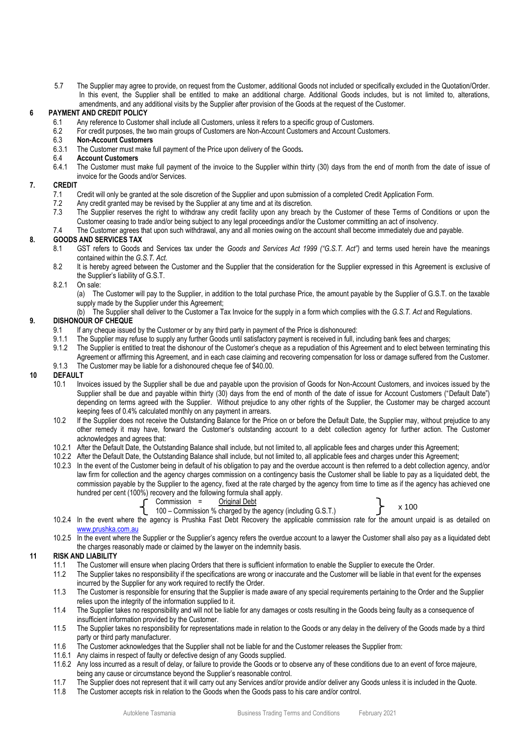5.7 The Supplier may agree to provide, on request from the Customer, additional Goods not included or specifically excluded in the Quotation/Order. In this event, the Supplier shall be entitled to make an additional charge. Additional Goods includes, but is not limited to, alterations, amendments, and any additional visits by the Supplier after provision of the Goods at the request of the Customer.

## 6 PAYMENT AND CREDIT POLICY

6.1 Any reference to Customer shall include all Customers, unless it refers to a specific group of Customers.

6.2 For credit purposes, the two main groups of Customers are Non-Account Customers and Account Customers.

6.3 **Non-Account Customers**

6.3.1 The Customer must make full payment of the Price upon delivery of the Goods**.**

6.4 **Account Customers**

6.4.1 The Customer must make full payment of the invoice to the Supplier within thirty (30) days from the end of month from the date of issue of invoice for the Goods and/or Services.

## 7. CREDIT

7.1 Credit will only be granted at the sole discretion of the Supplier and upon submission of a completed Credit Application Form.

7.2 Any credit granted may be revised by the Supplier at any time and at its discretion.

7.3 The Supplier reserves the right to withdraw any credit facility upon any breach by the Customer of these Terms of Conditions or upon the Customer ceasing to trade and/or being subject to any legal proceedings and/or the Customer committing an act of insolvency.

7.4 The Customer agrees that upon such withdrawal, any and all monies owing on the account shall become immediately due and payable.

## 8. GOODS AND SERVICES TAX

8.1 GST refers to Goods and Services tax under the *Goods and Services Act 1999 ("G.S.T. Act")* and terms used herein have the meanings contained within the *G.S.T. Act*.

8.2 It is hereby agreed between the Customer and the Supplier that the consideration for the Supplier expressed in this Agreement is exclusive of the Supplier's liability of G.S.T.

8.2.1 On sale:

(a) The Customer will pay to the Supplier, in addition to the total purchase Price, the amount payable by the Supplier of G.S.T. on the taxable supply made by the Supplier under this Agreement;

(b) The Supplier shall deliver to the Customer a Tax Invoice for the supply in a form which complies with the *G.S.T. Act* and Regulations.

## 9. DISHONOUR OF CHEQUE

9.1 If any cheque issued by the Customer or by any third party in payment of the Price is dishonoured:

9.1.1 The Supplier may refuse to supply any further Goods until satisfactory payment is received in full, including bank fees and charges;

9.1.2 The Supplier is entitled to treat the dishonour of the Customer's cheque as a repudiation of this Agreement and to elect between terminating this Agreement or affirming this Agreement, and in each case claiming and recovering compensation for loss or damage suffered from the Customer.

9.1.3 The Customer may be liable for a dishonoured cheque fee of $40.00.

## 10 DEFAULT

10.1 Invoices issued by the Supplier shall be due and payable upon the provision of Goods for Non-Account Customers, and invoices issued by the Supplier shall be due and payable within thirty (30) days from the end of month of the date of issue for Account Customers ("Default Date") depending on terms agreed with the Supplier. Without prejudice to any other rights of the Supplier, the Customer may be charged account keeping fees of 0.4% calculated monthly on any payment in arrears.

10.2 If the Supplier does not receive the Outstanding Balance for the Price on or before the Default Date, the Supplier may, without prejudice to any other remedy it may have, forward the Customer's outstanding account to a debt collection agency for further action. The Customer acknowledges and agrees that:

10.2.1 After the Default Date, the Outstanding Balance shall include, but not limited to, all applicable fees and charges under this Agreement;

10.2.2 After the Default Date, the Outstanding Balance shall include, but not limited to, all applicable fees and charges under this Agreement;

10.2.3 In the event of the Customer being in default of his obligation to pay and the overdue account is then referred to a debt collection agency, and/or law firm for collection and the agency charges commission on a contingency basis the Customer shall be liable to pay as a liquidated debt, the commission payable by the Supplier to the agency, fixed at the rate charged by the agency from time to time as if the agency has achieved one hundred per cent (100%) recovery and the following formula shall apply.

$$\left\{ \text{Commission} = \frac{\text{Original Debt}}{100 - \text{Commission \% charged by the agency (including G.S.T.)}} \right\} \times 100$$

10.2.4 In the event where the agency is Prushka Fast Debt Recovery the applicable commission rate for the amount unpaid is as detailed on www.prushka.com.au

10.2.5 In the event where the Supplier or the Supplier's agency refers the overdue account to a lawyer the Customer shall also pay as a liquidated debt the charges reasonably made or claimed by the lawyer on the indemnity basis.

## 11 RISK AND LIABILITY

11.1 The Customer will ensure when placing Orders that there is sufficient information to enable the Supplier to execute the Order.

11.2 The Supplier takes no responsibility if the specifications are wrong or inaccurate and the Customer will be liable in that event for the expenses incurred by the Supplier for any work required to rectify the Order.

11.3 The Customer is responsible for ensuring that the Supplier is made aware of any special requirements pertaining to the Order and the Supplier relies upon the integrity of the information supplied to it.

11.4 The Supplier takes no responsibility and will not be liable for any damages or costs resulting in the Goods being faulty as a consequence of insufficient information provided by the Customer.

11.5 The Supplier takes no responsibility for representations made in relation to the Goods or any delay in the delivery of the Goods made by a third party or third party manufacturer.

11.6 The Customer acknowledges that the Supplier shall not be liable for and the Customer releases the Supplier from:

11.6.1 Any claims in respect of faulty or defective design of any Goods supplied.

11.6.2 Any loss incurred as a result of delay, or failure to provide the Goods or to observe any of these conditions due to an event of force majeure, being any cause or circumstance beyond the Supplier's reasonable control.

11.7 The Supplier does not represent that it will carry out any Services and/or provide and/or deliver any Goods unless it is included in the Quote.

11.8 The Customer accepts risk in relation to the Goods when the Goods pass to his care and/or control.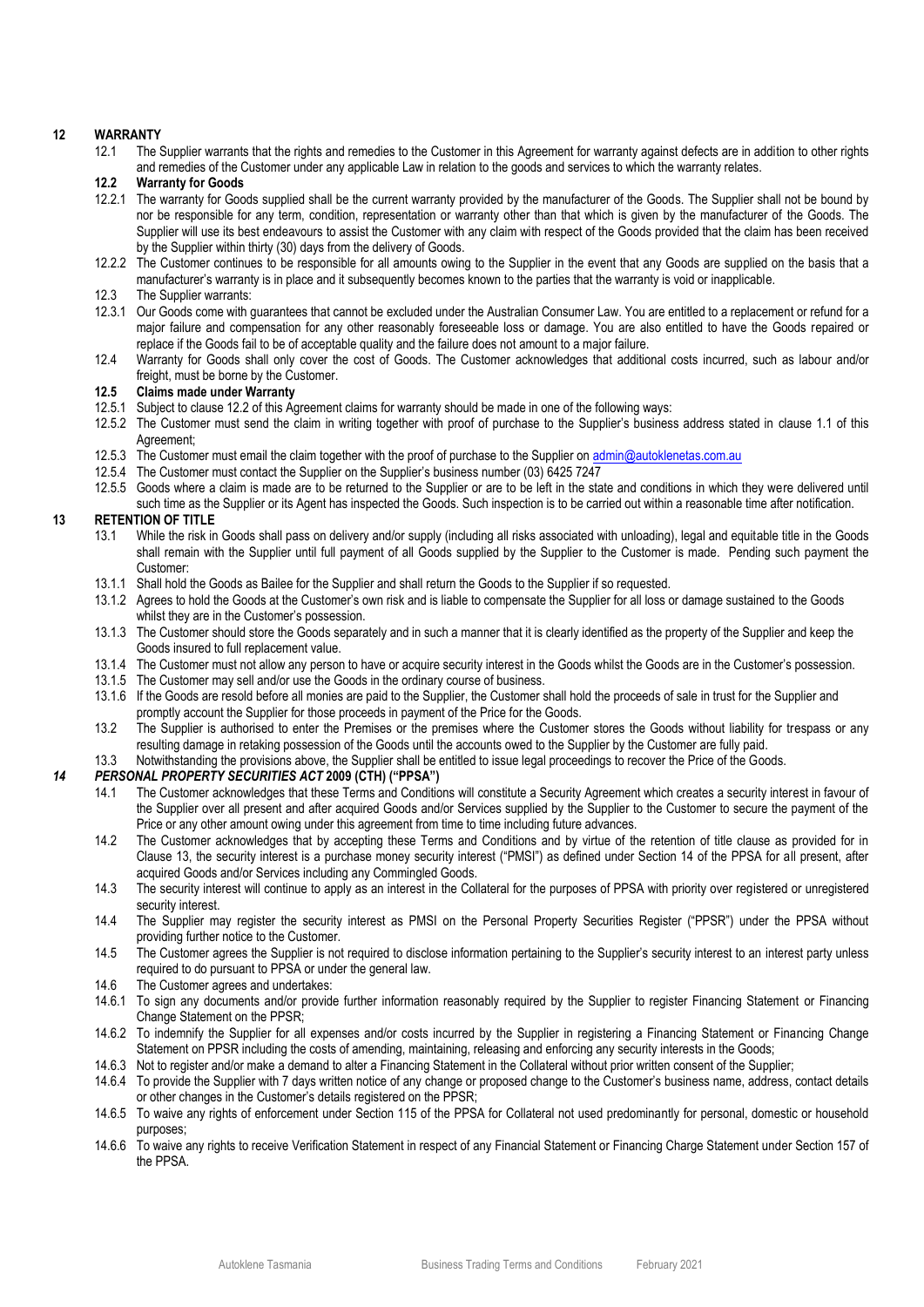## 12 WARRANTY

12.1 The Supplier warrants that the rights and remedies to the Customer in this Agreement for warranty against defects are in addition to other rights and remedies of the Customer under any applicable Law in relation to the goods and services to which the warranty relates.

### 12.2 Warranty for Goods

12.2.1 The warranty for Goods supplied shall be the current warranty provided by the manufacturer of the Goods. The Supplier shall not be bound by nor be responsible for any term, condition, representation or warranty other than that which is given by the manufacturer of the Goods. The Supplier will use its best endeavours to assist the Customer with any claim with respect of the Goods provided that the claim has been received by the Supplier within thirty (30) days from the delivery of Goods.

12.2.2 The Customer continues to be responsible for all amounts owing to the Supplier in the event that any Goods are supplied on the basis that a manufacturer's warranty is in place and it subsequently becomes known to the parties that the warranty is void or inapplicable.

12.3 The Supplier warrants:

12.3.1 Our Goods come with guarantees that cannot be excluded under the Australian Consumer Law. You are entitled to a replacement or refund for a major failure and compensation for any other reasonably foreseeable loss or damage. You are also entitled to have the Goods repaired or replace if the Goods fail to be of acceptable quality and the failure does not amount to a major failure.

12.4 Warranty for Goods shall only cover the cost of Goods. The Customer acknowledges that additional costs incurred, such as labour and/or freight, must be borne by the Customer.

### 12.5 Claims made under Warranty

12.5.1 Subject to clause 12.2 of this Agreement claims for warranty should be made in one of the following ways:

12.5.2 The Customer must send the claim in writing together with proof of purchase to the Supplier's business address stated in clause 1.1 of this Agreement;

12.5.3 The Customer must email the claim together with the proof of purchase to the Supplier on admin@autoklenetas.com.au

12.5.4 The Customer must contact the Supplier on the Supplier's business number (03) 6425 7247

12.5.5 Goods where a claim is made are to be returned to the Supplier or are to be left in the state and conditions in which they were delivered until such time as the Supplier or its Agent has inspected the Goods. Such inspection is to be carried out within a reasonable time after notification.

## 13 RETENTION OF TITLE

13.1 While the risk in Goods shall pass on delivery and/or supply (including all risks associated with unloading), legal and equitable title in the Goods shall remain with the Supplier until full payment of all Goods supplied by the Supplier to the Customer is made. Pending such payment the Customer:

13.1.1 Shall hold the Goods as Bailee for the Supplier and shall return the Goods to the Supplier if so requested.

13.1.2 Agrees to hold the Goods at the Customer's own risk and is liable to compensate the Supplier for all loss or damage sustained to the Goods whilst they are in the Customer's possession.

13.1.3 The Customer should store the Goods separately and in such a manner that it is clearly identified as the property of the Supplier and keep the Goods insured to full replacement value.

13.1.4 The Customer must not allow any person to have or acquire security interest in the Goods whilst the Goods are in the Customer's possession.

13.1.5 The Customer may sell and/or use the Goods in the ordinary course of business.

13.1.6 If the Goods are resold before all monies are paid to the Supplier, the Customer shall hold the proceeds of sale in trust for the Supplier and promptly account the Supplier for those proceeds in payment of the Price for the Goods.

13.2 The Supplier is authorised to enter the Premises or the premises where the Customer stores the Goods without liability for trespass or any resulting damage in retaking possession of the Goods until the accounts owed to the Supplier by the Customer are fully paid.

13.3 Notwithstanding the provisions above, the Supplier shall be entitled to issue legal proceedings to recover the Price of the Goods.

## *14 PERSONAL PROPERTY SECURITIES ACT* 2009 (CTH) ("PPSA")

14.1 The Customer acknowledges that these Terms and Conditions will constitute a Security Agreement which creates a security interest in favour of the Supplier over all present and after acquired Goods and/or Services supplied by the Supplier to the Customer to secure the payment of the Price or any other amount owing under this agreement from time to time including future advances.

14.2 The Customer acknowledges that by accepting these Terms and Conditions and by virtue of the retention of title clause as provided for in Clause 13, the security interest is a purchase money security interest ("PMSI") as defined under Section 14 of the PPSA for all present, after acquired Goods and/or Services including any Commingled Goods.

14.3 The security interest will continue to apply as an interest in the Collateral for the purposes of PPSA with priority over registered or unregistered security interest.

14.4 The Supplier may register the security interest as PMSI on the Personal Property Securities Register ("PPSR") under the PPSA without providing further notice to the Customer.

14.5 The Customer agrees the Supplier is not required to disclose information pertaining to the Supplier's security interest to an interest party unless required to do pursuant to PPSA or under the general law.

14.6 The Customer agrees and undertakes:

14.6.1 To sign any documents and/or provide further information reasonably required by the Supplier to register Financing Statement or Financing Change Statement on the PPSR;

14.6.2 To indemnify the Supplier for all expenses and/or costs incurred by the Supplier in registering a Financing Statement or Financing Change Statement on PPSR including the costs of amending, maintaining, releasing and enforcing any security interests in the Goods;

14.6.3 Not to register and/or make a demand to alter a Financing Statement in the Collateral without prior written consent of the Supplier;

14.6.4 To provide the Supplier with 7 days written notice of any change or proposed change to the Customer's business name, address, contact details or other changes in the Customer's details registered on the PPSR;

14.6.5 To waive any rights of enforcement under Section 115 of the PPSA for Collateral not used predominantly for personal, domestic or household purposes;

14.6.6 To waive any rights to receive Verification Statement in respect of any Financial Statement or Financing Charge Statement under Section 157 of the PPSA.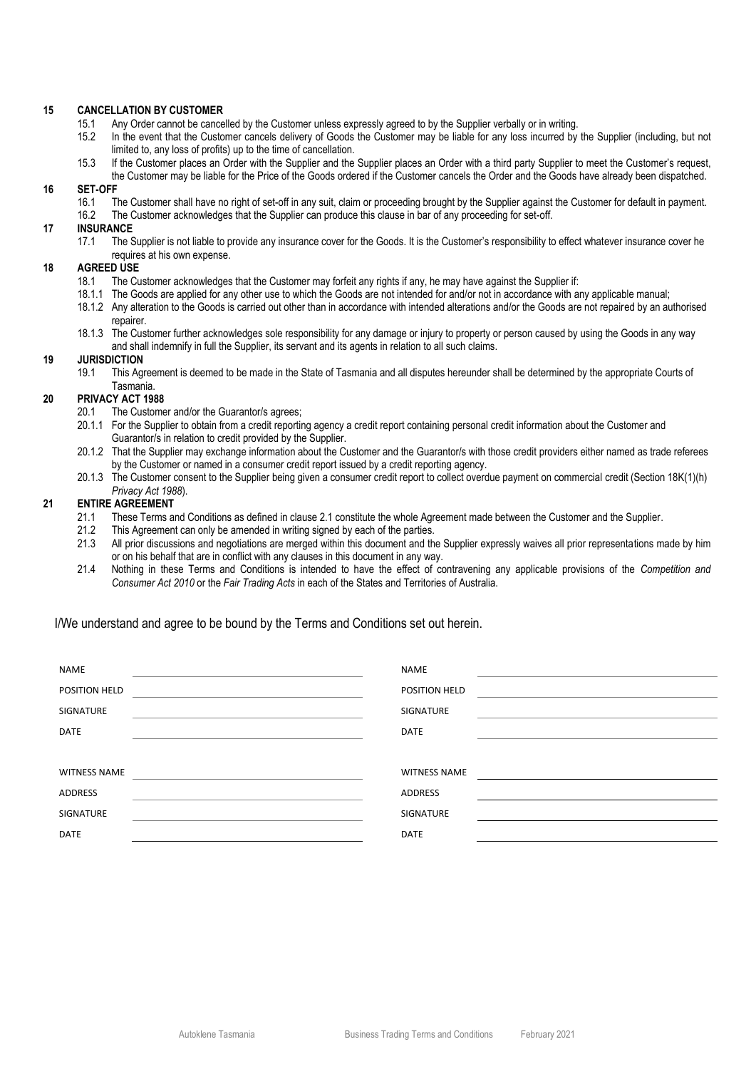## 15 CANCELLATION BY CUSTOMER

15.1 Any Order cannot be cancelled by the Customer unless expressly agreed to by the Supplier verbally or in writing.

15.2 In the event that the Customer cancels delivery of Goods the Customer may be liable for any loss incurred by the Supplier (including, but not limited to, any loss of profits) up to the time of cancellation.

15.3 If the Customer places an Order with the Supplier and the Supplier places an Order with a third party Supplier to meet the Customer's request, the Customer may be liable for the Price of the Goods ordered if the Customer cancels the Order and the Goods have already been dispatched.

## 16 SET-OFF

16.1 The Customer shall have no right of set-off in any suit, claim or proceeding brought by the Supplier against the Customer for default in payment.

16.2 The Customer acknowledges that the Supplier can produce this clause in bar of any proceeding for set-off.

## 17 INSURANCE

17.1 The Supplier is not liable to provide any insurance cover for the Goods. It is the Customer's responsibility to effect whatever insurance cover he requires at his own expense.

## 18 AGREED USE

18.1 The Customer acknowledges that the Customer may forfeit any rights if any, he may have against the Supplier if:

18.1.1 The Goods are applied for any other use to which the Goods are not intended for and/or not in accordance with any applicable manual;

18.1.2 Any alteration to the Goods is carried out other than in accordance with intended alterations and/or the Goods are not repaired by an authorised repairer.

18.1.3 The Customer further acknowledges sole responsibility for any damage or injury to property or person caused by using the Goods in any way and shall indemnify in full the Supplier, its servant and its agents in relation to all such claims.

## 19 JURISDICTION

19.1 This Agreement is deemed to be made in the State of Tasmania and all disputes hereunder shall be determined by the appropriate Courts of Tasmania.

## 20 PRIVACY ACT 1988

20.1 The Customer and/or the Guarantor/s agrees;

20.1.1 For the Supplier to obtain from a credit reporting agency a credit report containing personal credit information about the Customer and Guarantor/s in relation to credit provided by the Supplier.

20.1.2 That the Supplier may exchange information about the Customer and the Guarantor/s with those credit providers either named as trade referees by the Customer or named in a consumer credit report issued by a credit reporting agency.

20.1.3 The Customer consent to the Supplier being given a consumer credit report to collect overdue payment on commercial credit (Section 18K(1)(h) *Privacy Act 1988*).

## 21 ENTIRE AGREEMENT

21.1 These Terms and Conditions as defined in clause 2.1 constitute the whole Agreement made between the Customer and the Supplier.

21.2 This Agreement can only be amended in writing signed by each of the parties.

21.3 All prior discussions and negotiations are merged within this document and the Supplier expressly waives all prior representations made by him or on his behalf that are in conflict with any clauses in this document in any way.

21.4 Nothing in these Terms and Conditions is intended to have the effect of contravening any applicable provisions of the *Competition and Consumer Act 2010* or the *Fair Trading Acts* in each of the States and Territories of Australia.

I/We understand and agree to be bound by the Terms and Conditions set out herein.

| | | | |
|---|---|---|---|
| NAME | | NAME | |
| POSITION HELD | | POSITION HELD | |
| SIGNATURE | | SIGNATURE | |
| DATE | | DATE | |
| | | | |
| WITNESS NAME | | WITNESS NAME | |
| ADDRESS | | ADDRESS | |
| SIGNATURE | | SIGNATURE | |
| DATE | | DATE | |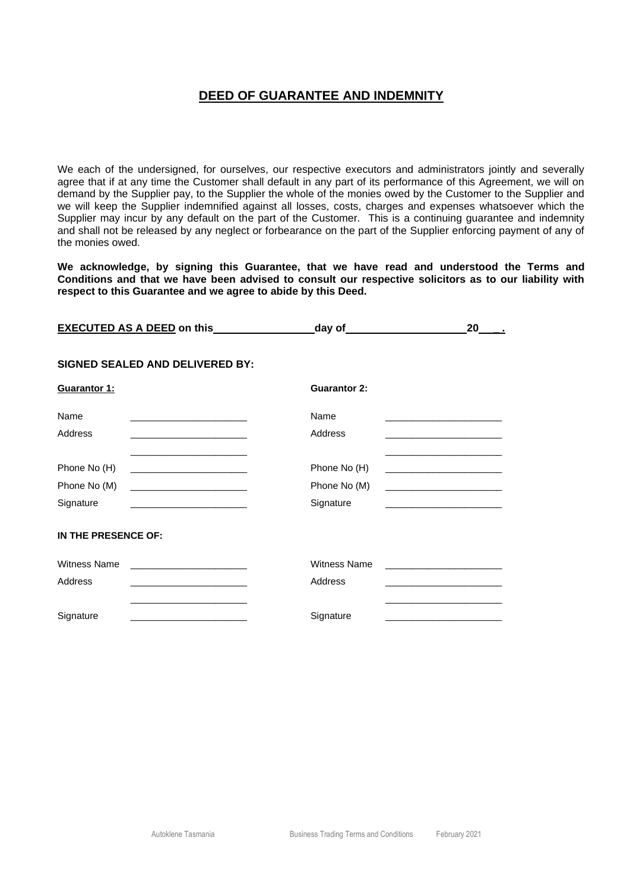# DEED OF GUARANTEE AND INDEMNITY

We each of the undersigned, for ourselves, our respective executors and administrators jointly and severally agree that if at any time the Customer shall default in any part of its performance of this Agreement, we will on demand by the Supplier pay, to the Supplier the whole of the monies owed by the Customer to the Supplier and we will keep the Supplier indemnified against all losses, costs, charges and expenses whatsoever which the Supplier may incur by any default on the part of the Customer. This is a continuing guarantee and indemnity and shall not be released by any neglect or forbearance on the part of the Supplier enforcing payment of any of the monies owed.

**We acknowledge, by signing this Guarantee, that we have read and understood the Terms and Conditions and that we have been advised to consult our respective solicitors as to our liability with respect to this Guarantee and we agree to abide by this Deed.**

**EXECUTED AS A DEED on this \_\_\_\_\_\_\_\_\_\_\_\_\_\_\_\_ day of \_\_\_\_\_\_\_\_\_\_\_\_\_\_\_\_\_\_\_\_ 20\_\_\_.**

**SIGNED SEALED AND DELIVERED BY:**

| **Guarantor 1:** | | **Guarantor 2:** | |
|---|---|---|---|
| Name | ______________________ | Name | ______________________ |
| Address | ______________________ | Address | ______________________ |
| | ______________________ | | ______________________ |
| Phone No (H) | ______________________ | Phone No (H) | ______________________ |
| Phone No (M) | ______________________ | Phone No (M) | ______________________ |
| Signature | ______________________ | Signature | ______________________ |

**IN THE PRESENCE OF:**

| | | | |
|---|---|---|---|
| Witness Name | ______________________ | Witness Name | ______________________ |
| Address | ______________________ | Address | ______________________ |
| | ______________________ | | ______________________ |
| Signature | ______________________ | Signature | ______________________ |